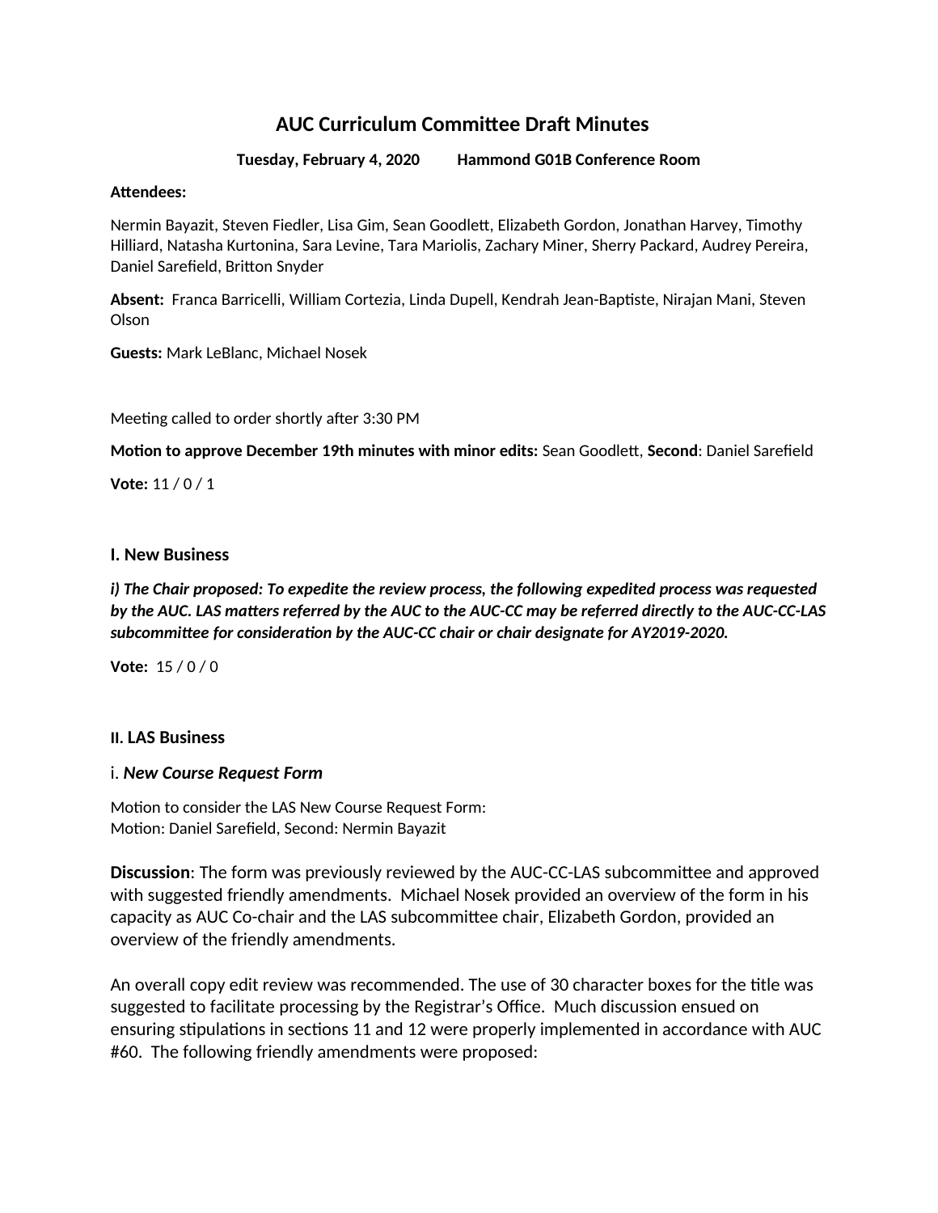# AUC Curriculum Committee Draft Minutes

**Tuesday, February 4, 2020 Hammond G01B Conference Room**

**Attendees:**

Nermin Bayazit, Steven Fiedler, Lisa Gim, Sean Goodlett, Elizabeth Gordon, Jonathan Harvey, Timothy Hilliard, Natasha Kurtonina, Sara Levine, Tara Mariolis, Zachary Miner, Sherry Packard, Audrey Pereira, Daniel Sarefield, Britton Snyder

**Absent:** Franca Barricelli, William Cortezia, Linda Dupell, Kendrah Jean-Baptiste, Nirajan Mani, Steven Olson

**Guests:** Mark LeBlanc, Michael Nosek

Meeting called to order shortly after 3:30 PM

**Motion to approve December 19th minutes with minor edits:** Sean Goodlett, **Second**: Daniel Sarefield

**Vote:** 11 / 0 / 1

## I. New Business

***i) The Chair proposed: To expedite the review process, the following expedited process was requested by the AUC. LAS matters referred by the AUC to the AUC-CC may be referred directly to the AUC-CC-LAS subcommittee for consideration by the AUC-CC chair or chair designate for AY2019-2020.***

**Vote:** 15 / 0 / 0

## II. LAS Business

### i. *New Course Request Form*

Motion to consider the LAS New Course Request Form:
Motion: Daniel Sarefield, Second: Nermin Bayazit

**Discussion**: The form was previously reviewed by the AUC-CC-LAS subcommittee and approved with suggested friendly amendments. Michael Nosek provided an overview of the form in his capacity as AUC Co-chair and the LAS subcommittee chair, Elizabeth Gordon, provided an overview of the friendly amendments.

An overall copy edit review was recommended. The use of 30 character boxes for the title was suggested to facilitate processing by the Registrar's Office. Much discussion ensued on ensuring stipulations in sections 11 and 12 were properly implemented in accordance with AUC #60. The following friendly amendments were proposed: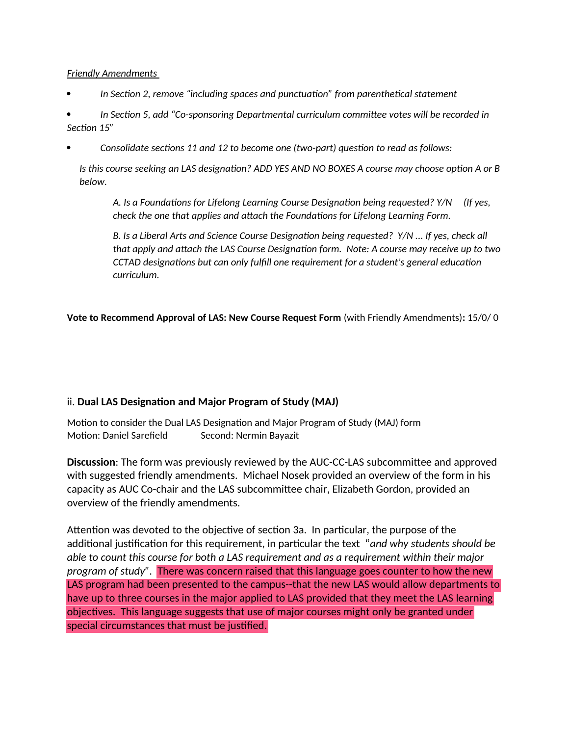*Friendly Amendments*

- *In Section 2, remove "including spaces and punctuation" from parenthetical statement*
- *In Section 5, add "Co-sponsoring Departmental curriculum committee votes will be recorded in Section 15"*
- *Consolidate sections 11 and 12 to become one (two-part) question to read as follows:*

  *Is this course seeking an LAS designation? ADD YES AND NO BOXES A course may choose option A or B below.*

  > *A. Is a Foundations for Lifelong Learning Course Designation being requested? Y/N (If yes, check the one that applies and attach the Foundations for Lifelong Learning Form.*
  >
  > *B. Is a Liberal Arts and Science Course Designation being requested? Y/N ... If yes, check all that apply and attach the LAS Course Designation form. Note: A course may receive up to two CCTAD designations but can only fulfill one requirement for a student's general education curriculum.*

**Vote to Recommend Approval of LAS: New Course Request Form** (with Friendly Amendments)**:** 15/0/ 0

ii. **Dual LAS Designation and Major Program of Study (MAJ)**

Motion to consider the Dual LAS Designation and Major Program of Study (MAJ) form
Motion: Daniel Sarefield Second: Nermin Bayazit

**Discussion**: The form was previously reviewed by the AUC-CC-LAS subcommittee and approved with suggested friendly amendments. Michael Nosek provided an overview of the form in his capacity as AUC Co-chair and the LAS subcommittee chair, Elizabeth Gordon, provided an overview of the friendly amendments.

Attention was devoted to the objective of section 3a. In particular, the purpose of the additional justification for this requirement, in particular the text "*and why students should be able to count this course for both a LAS requirement and as a requirement within their major program of study*". There was concern raised that this language goes counter to how the new LAS program had been presented to the campus--that the new LAS would allow departments to have up to three courses in the major applied to LAS provided that they meet the LAS learning objectives. This language suggests that use of major courses might only be granted under special circumstances that must be justified.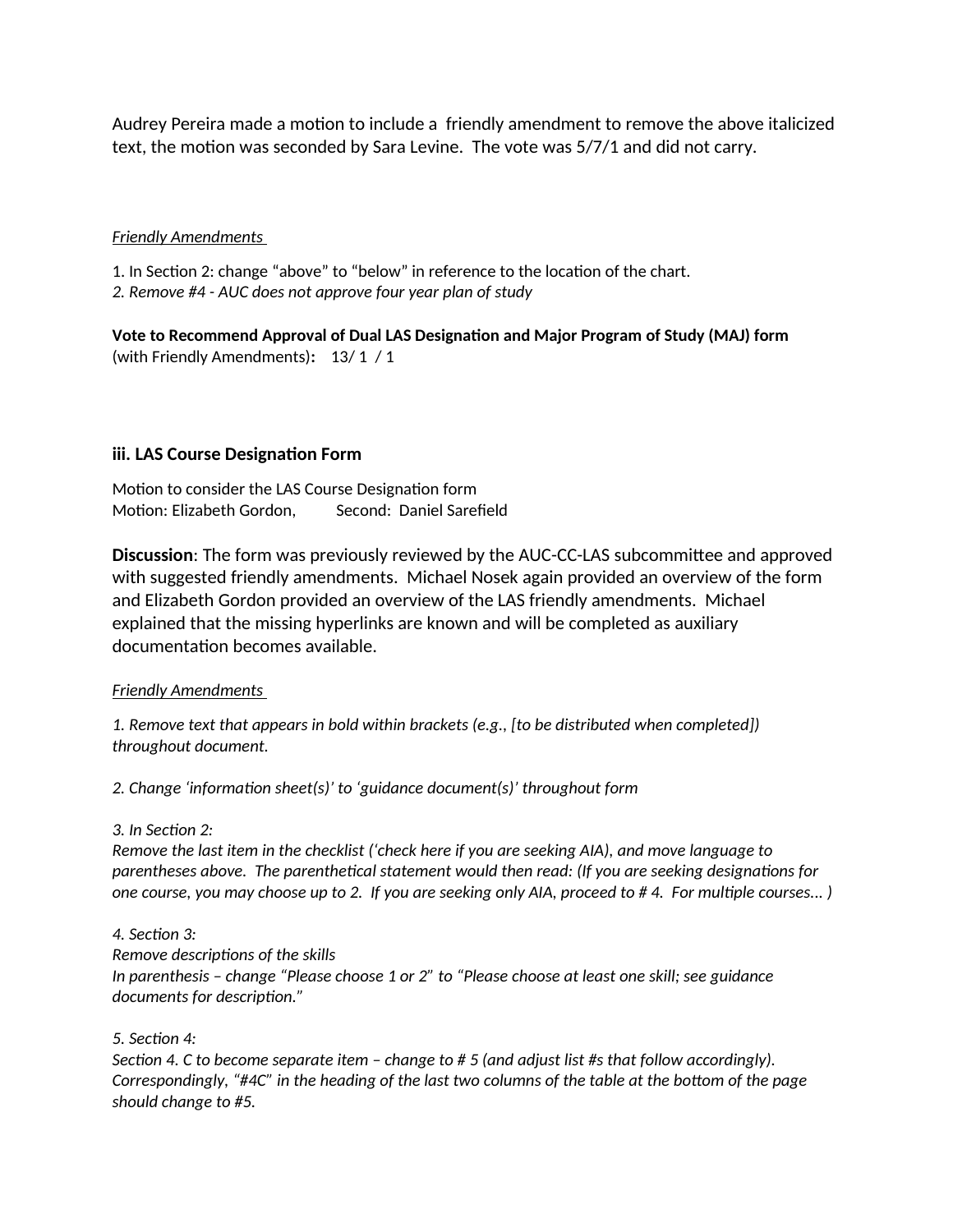Audrey Pereira made a motion to include a friendly amendment to remove the above italicized text, the motion was seconded by Sara Levine. The vote was 5/7/1 and did not carry.

_Friendly Amendments_

1. In Section 2: change "above" to "below" in reference to the location of the chart.
*2. Remove #4 - AUC does not approve four year plan of study*

**Vote to Recommend Approval of Dual LAS Designation and Major Program of Study (MAJ) form** (with Friendly Amendments)**:** 13/ 1 / 1

### iii. LAS Course Designation Form

Motion to consider the LAS Course Designation form
Motion: Elizabeth Gordon, Second: Daniel Sarefield

**Discussion**: The form was previously reviewed by the AUC-CC-LAS subcommittee and approved with suggested friendly amendments. Michael Nosek again provided an overview of the form and Elizabeth Gordon provided an overview of the LAS friendly amendments. Michael explained that the missing hyperlinks are known and will be completed as auxiliary documentation becomes available.

_Friendly Amendments_

*1. Remove text that appears in bold within brackets (e.g., [to be distributed when completed]) throughout document.*

*2. Change 'information sheet(s)' to 'guidance document(s)' throughout form*

*3. In Section 2:*
*Remove the last item in the checklist ('check here if you are seeking AIA), and move language to parentheses above. The parenthetical statement would then read: (If you are seeking designations for one course, you may choose up to 2. If you are seeking only AIA, proceed to # 4. For multiple courses... )*

*4. Section 3:*
*Remove descriptions of the skills*
*In parenthesis – change "Please choose 1 or 2" to "Please choose at least one skill; see guidance documents for description."*

*5. Section 4:*
*Section 4. C to become separate item – change to # 5 (and adjust list #s that follow accordingly). Correspondingly, "#4C" in the heading of the last two columns of the table at the bottom of the page should change to #5.*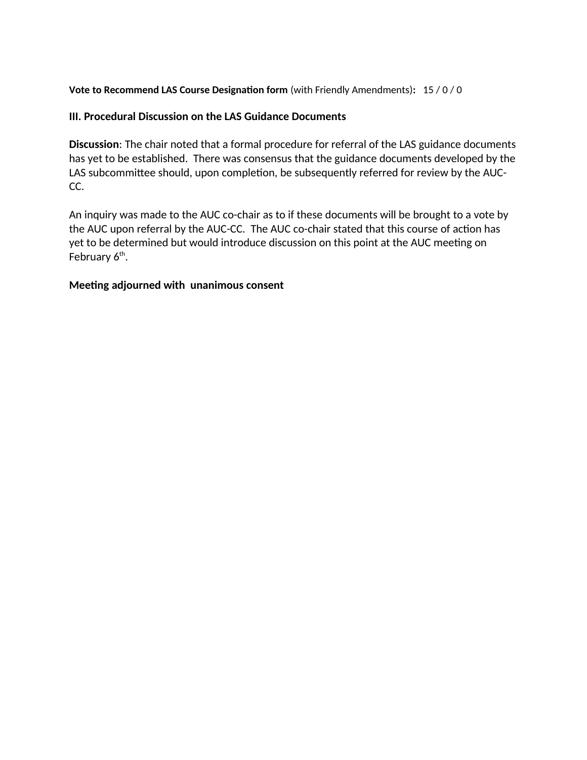**Vote to Recommend LAS Course Designation form** (with Friendly Amendments)**:** 15 / 0 / 0

**III. Procedural Discussion on the LAS Guidance Documents**

**Discussion**: The chair noted that a formal procedure for referral of the LAS guidance documents has yet to be established. There was consensus that the guidance documents developed by the LAS subcommittee should, upon completion, be subsequently referred for review by the AUC-CC.

An inquiry was made to the AUC co-chair as to if these documents will be brought to a vote by the AUC upon referral by the AUC-CC. The AUC co-chair stated that this course of action has yet to be determined but would introduce discussion on this point at the AUC meeting on February 6th.

**Meeting adjourned with unanimous consent**